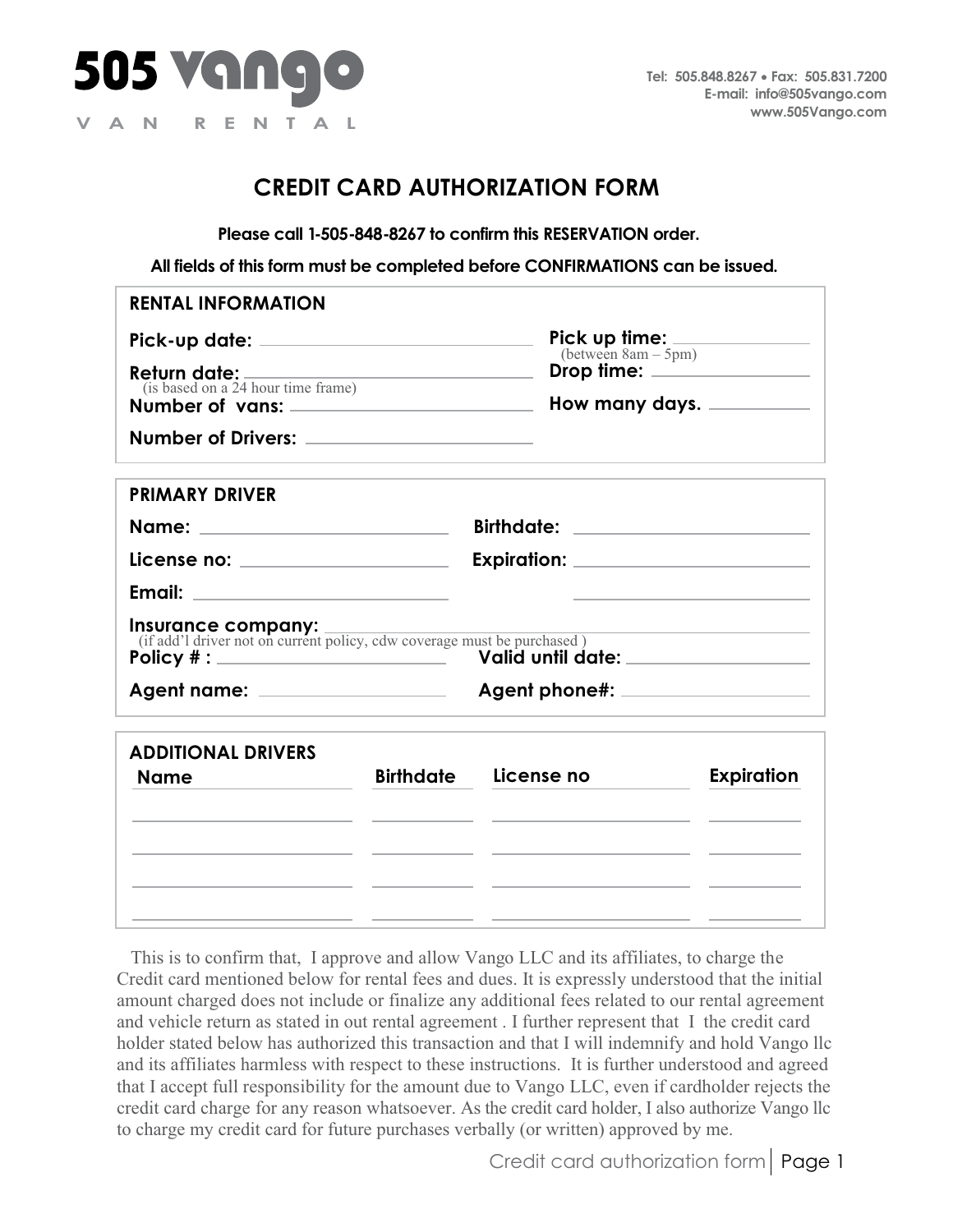# 505 vango

VAN RENTAL

Tel: 505.848.8267 • Fax: 505.831.7200
E-mail: info@505vango.com
www.505Vango.com

## CREDIT CARD AUTHORIZATION FORM

**Please call 1-505-848-8267 to confirm this RESERVATION order.**

**All fields of this form must be completed before CONFIRMATIONS can be issued.**

### RENTAL INFORMATION

**Pick-up date:** ____________________ **Pick up time:** ____________
(between 8am – 5pm)

**Return date:** ____________________ **Drop time:** ____________
(is based on a 24 hour time frame)

**Number of vans:** ____________________ **How many days.** ____________

**Number of Drivers:** ____________________

### PRIMARY DRIVER

**Name:** ____________________ **Birthdate:** ____________________

**License no:** ____________________ **Expiration:** ____________________

**Email:** ____________________ ____________________

**Insurance company:** ________________________________________
(if add'l driver not on current policy, cdw coverage must be purchased )

**Policy # :** ____________________ **Valid until date:** ____________________

**Agent name:** ____________________ **Agent phone#:** ____________________

### ADDITIONAL DRIVERS

| Name | Birthdate | License no | Expiration |
|---|---|---|---|
| | | | |
| | | | |
| | | | |
| | | | |

This is to confirm that, I approve and allow Vango LLC and its affiliates, to charge the Credit card mentioned below for rental fees and dues. It is expressly understood that the initial amount charged does not include or finalize any additional fees related to our rental agreement and vehicle return as stated in out rental agreement . I further represent that I the credit card holder stated below has authorized this transaction and that I will indemnify and hold Vango llc and its affiliates harmless with respect to these instructions. It is further understood and agreed that I accept full responsibility for the amount due to Vango LLC, even if cardholder rejects the credit card charge for any reason whatsoever. As the credit card holder, I also authorize Vango llc to charge my credit card for future purchases verbally (or written) approved by me.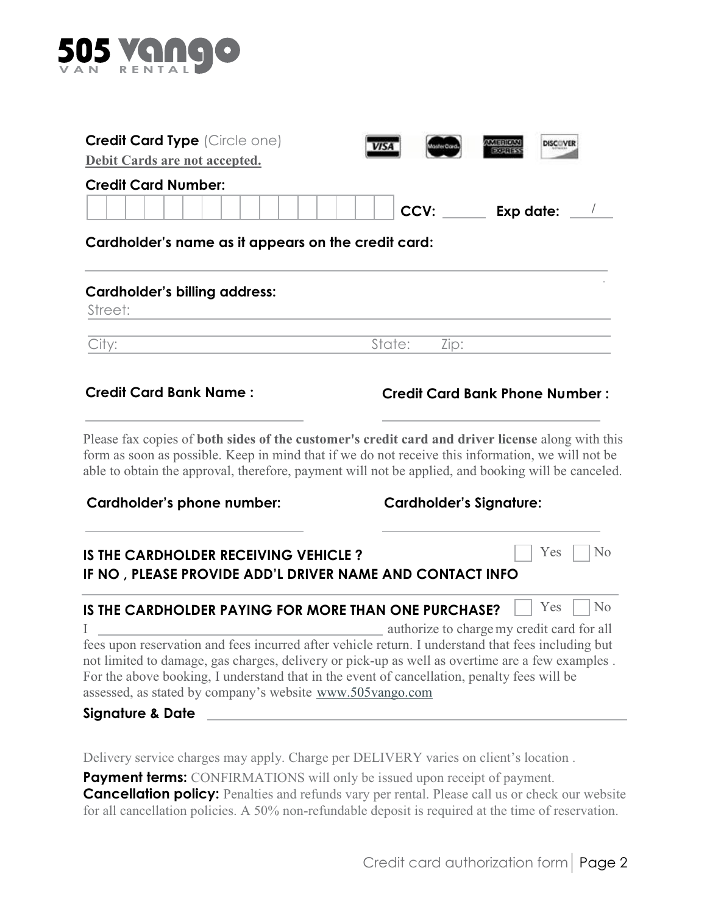**505 vango**
VAN RENTAL

**Credit Card Type** (Circle one)
**Debit Cards are not accepted.**

VISA    MasterCard    AMERICAN EXPRESS    DISCOVER

**Credit Card Number:**

| | | | | | | | | | | | | | | | |
|---|---|---|---|---|---|---|---|---|---|---|---|---|---|---|---|

**CCV:** ______ **Exp date:** ___/___

**Cardholder's name as it appears on the credit card:**

______________________________________________

**Cardholder's billing address:**

Street: ______________________________________________

City: ______________________ State: ______ Zip: ______________

**Credit Card Bank Name :** ______________________

**Credit Card Bank Phone Number :** ______________________

Please fax copies of **both sides of the customer's credit card and driver license** along with this form as soon as possible. Keep in mind that if we do not receive this information, we will not be able to obtain the approval, therefore, payment will not be applied, and booking will be canceled.

**Cardholder's phone number:** ______________________

**Cardholder's Signature:** ______________________

**IS THE CARDHOLDER RECEIVING VEHICLE ?** ☐ Yes ☐ No
**IF NO , PLEASE PROVIDE ADD'L DRIVER NAME AND CONTACT INFO**

______________________________________________

**IS THE CARDHOLDER PAYING FOR MORE THAN ONE PURCHASE?** ☐ Yes ☐ No

I ______________________________ authorize to charge my credit card for all fees upon reservation and fees incurred after vehicle return. I understand that fees including but not limited to damage, gas charges, delivery or pick-up as well as overtime are a few examples . For the above booking, I understand that in the event of cancellation, penalty fees will be assessed, as stated by company's website www.505vango.com

**Signature & Date** ______________________________________________

Delivery service charges may apply. Charge per DELIVERY varies on client's location .

**Payment terms:** CONFIRMATIONS will only be issued upon receipt of payment.
**Cancellation policy:** Penalties and refunds vary per rental. Please call us or check our website for all cancellation policies. A 50% non-refundable deposit is required at the time of reservation.

Credit card authorization form